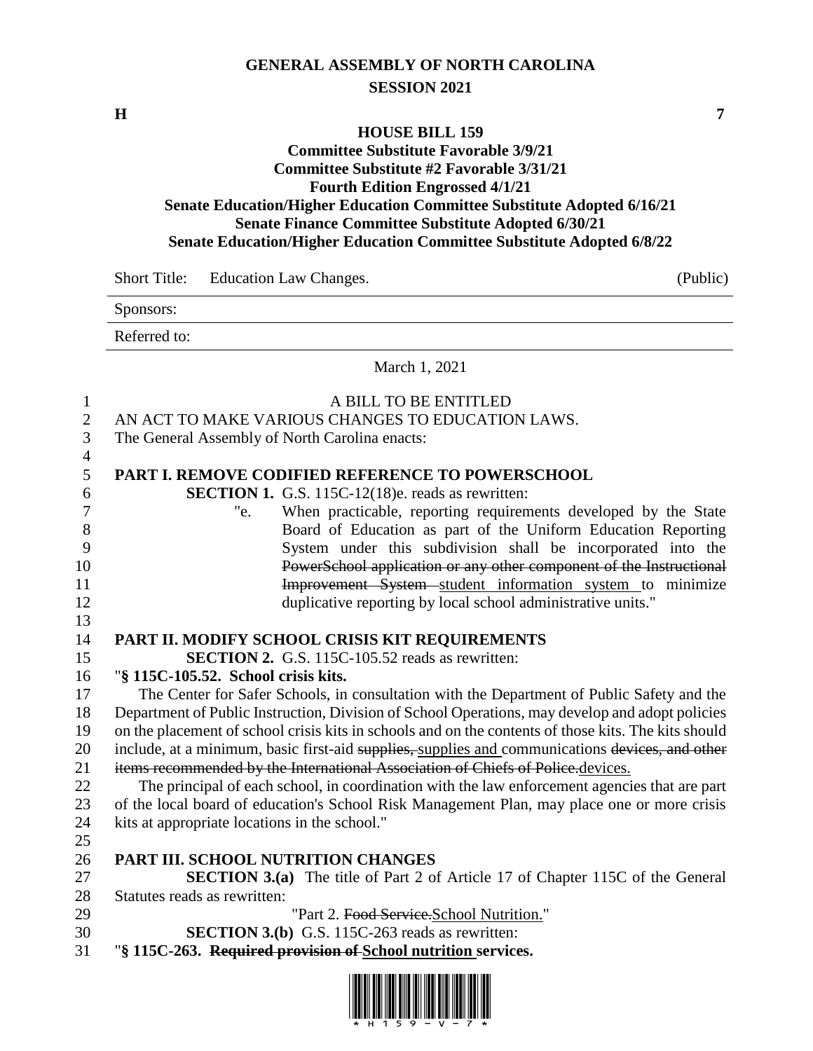# GENERAL ASSEMBLY OF NORTH CAROLINA
## SESSION 2021

**H** **7**

**HOUSE BILL 159**
**Committee Substitute Favorable 3/9/21**
**Committee Substitute #2 Favorable 3/31/21**
**Fourth Edition Engrossed 4/1/21**
**Senate Education/Higher Education Committee Substitute Adopted 6/16/21**
**Senate Finance Committee Substitute Adopted 6/30/21**
**Senate Education/Higher Education Committee Substitute Adopted 6/8/22**

Short Title: Education Law Changes. (Public)

Sponsors:

Referred to:

March 1, 2021

A BILL TO BE ENTITLED
AN ACT TO MAKE VARIOUS CHANGES TO EDUCATION LAWS.
The General Assembly of North Carolina enacts:

**PART I. REMOVE CODIFIED REFERENCE TO POWERSCHOOL**

**SECTION 1.** G.S. 115C-12(18)e. reads as rewritten:

"e. When practicable, reporting requirements developed by the State Board of Education as part of the Uniform Education Reporting System under this subdivision shall be incorporated into the ~~PowerSchool application or any other component of the Instructional Improvement System~~ student information system to minimize duplicative reporting by local school administrative units."

**PART II. MODIFY SCHOOL CRISIS KIT REQUIREMENTS**

**SECTION 2.** G.S. 115C-105.52 reads as rewritten:

"**§ 115C-105.52. School crisis kits.**

The Center for Safer Schools, in consultation with the Department of Public Safety and the Department of Public Instruction, Division of School Operations, may develop and adopt policies on the placement of school crisis kits in schools and on the contents of those kits. The kits should include, at a minimum, basic first-aid ~~supplies,~~ supplies and communications ~~devices, and other items recommended by the International Association of Chiefs of Police.~~devices.

The principal of each school, in coordination with the law enforcement agencies that are part of the local board of education's School Risk Management Plan, may place one or more crisis kits at appropriate locations in the school."

**PART III. SCHOOL NUTRITION CHANGES**

**SECTION 3.(a)** The title of Part 2 of Article 17 of Chapter 115C of the General Statutes reads as rewritten:

"Part 2. ~~Food Service.~~School Nutrition."

**SECTION 3.(b)** G.S. 115C-263 reads as rewritten:

"**§ 115C-263. ~~Required provision of~~ School nutrition services.**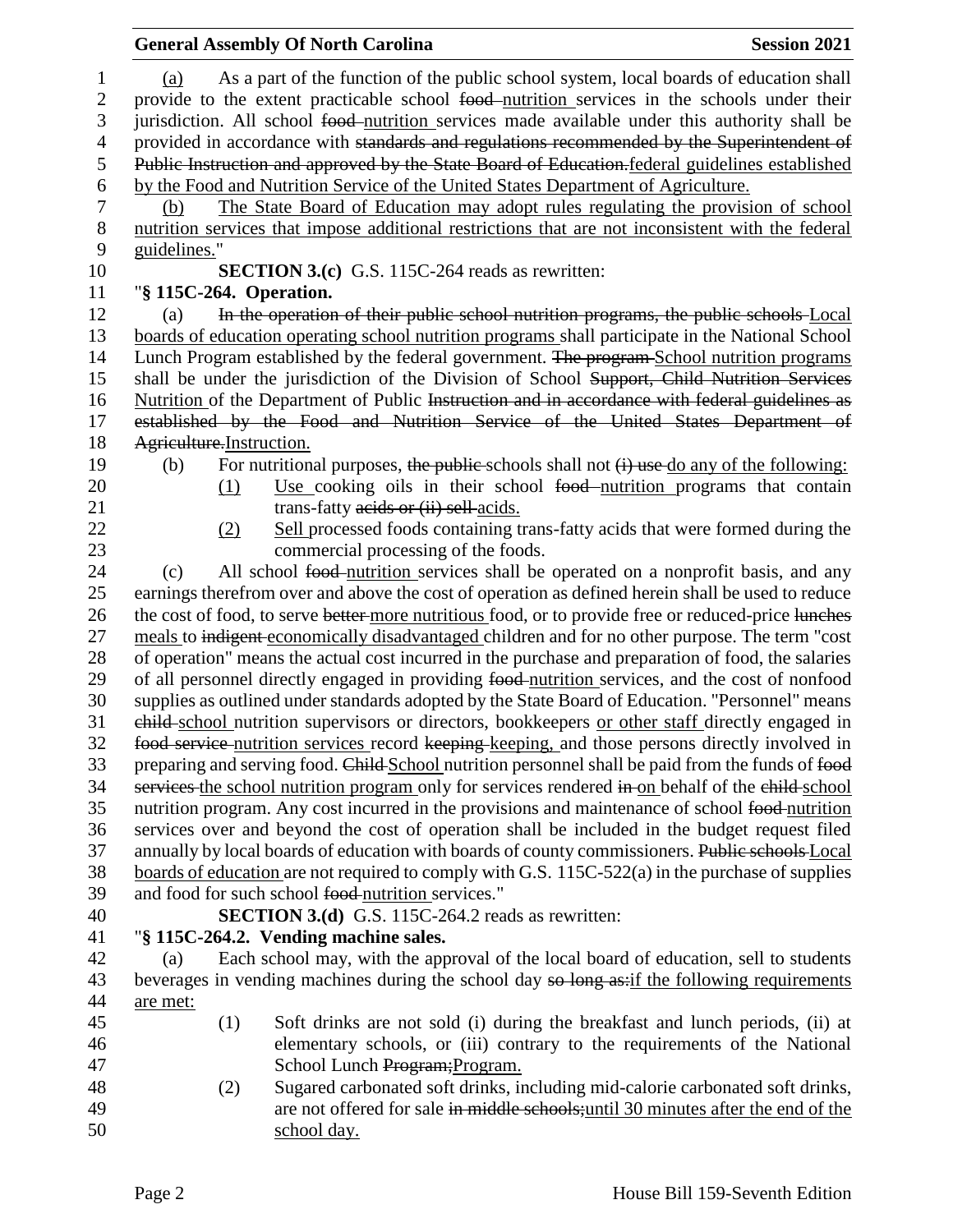(a) As a part of the function of the public school system, local boards of education shall provide to the extent practicable school ~~food~~ nutrition services in the schools under their jurisdiction. All school ~~food~~ nutrition services made available under this authority shall be provided in accordance with ~~standards and regulations recommended by the Superintendent of Public Instruction and approved by the State Board of Education.~~federal guidelines established by the Food and Nutrition Service of the United States Department of Agriculture.

(b) The State Board of Education may adopt rules regulating the provision of school nutrition services that impose additional restrictions that are not inconsistent with the federal guidelines."

**SECTION 3.(c)** G.S. 115C-264 reads as rewritten:

"**§ 115C-264. Operation.**

(a) ~~In the operation of their public school nutrition programs, the public schools~~ Local boards of education operating school nutrition programs shall participate in the National School Lunch Program established by the federal government. ~~The program~~ School nutrition programs shall be under the jurisdiction of the Division of School ~~Support, Child Nutrition Services~~ Nutrition of the Department of Public ~~Instruction and in accordance with federal guidelines as established by the Food and Nutrition Service of the United States Department of Agriculture.~~Instruction.

(b) For nutritional purposes, ~~the public~~ schools shall not ~~(i) use~~ do any of the following:

(1) Use cooking oils in their school ~~food~~ nutrition programs that contain trans-fatty ~~acids or (ii) sell~~ acids.

(2) Sell processed foods containing trans-fatty acids that were formed during the commercial processing of the foods.

(c) All school ~~food~~ nutrition services shall be operated on a nonprofit basis, and any earnings therefrom over and above the cost of operation as defined herein shall be used to reduce the cost of food, to serve ~~better~~ more nutritious food, or to provide free or reduced-price ~~lunches~~ meals to ~~indigent~~ economically disadvantaged children and for no other purpose. The term "cost of operation" means the actual cost incurred in the purchase and preparation of food, the salaries of all personnel directly engaged in providing ~~food~~ nutrition services, and the cost of nonfood supplies as outlined under standards adopted by the State Board of Education. "Personnel" means ~~child~~ school nutrition supervisors or directors, bookkeepers or other staff directly engaged in ~~food service~~ nutrition services record ~~keeping~~ keeping, and those persons directly involved in preparing and serving food. ~~Child~~ School nutrition personnel shall be paid from the funds of ~~food services~~ the school nutrition program only for services rendered ~~in~~ on behalf of the ~~child~~ school nutrition program. Any cost incurred in the provisions and maintenance of school ~~food~~ nutrition services over and beyond the cost of operation shall be included in the budget request filed annually by local boards of education with boards of county commissioners. ~~Public schools~~ Local boards of education are not required to comply with G.S. 115C-522(a) in the purchase of supplies and food for such school ~~food~~ nutrition services."

**SECTION 3.(d)** G.S. 115C-264.2 reads as rewritten:

"**§ 115C-264.2. Vending machine sales.**

(a) Each school may, with the approval of the local board of education, sell to students beverages in vending machines during the school day ~~so long as:~~if the following requirements are met:

(1) Soft drinks are not sold (i) during the breakfast and lunch periods, (ii) at elementary schools, or (iii) contrary to the requirements of the National School Lunch ~~Program;~~Program.

(2) Sugared carbonated soft drinks, including mid-calorie carbonated soft drinks, are not offered for sale ~~in middle schools;~~until 30 minutes after the end of the school day.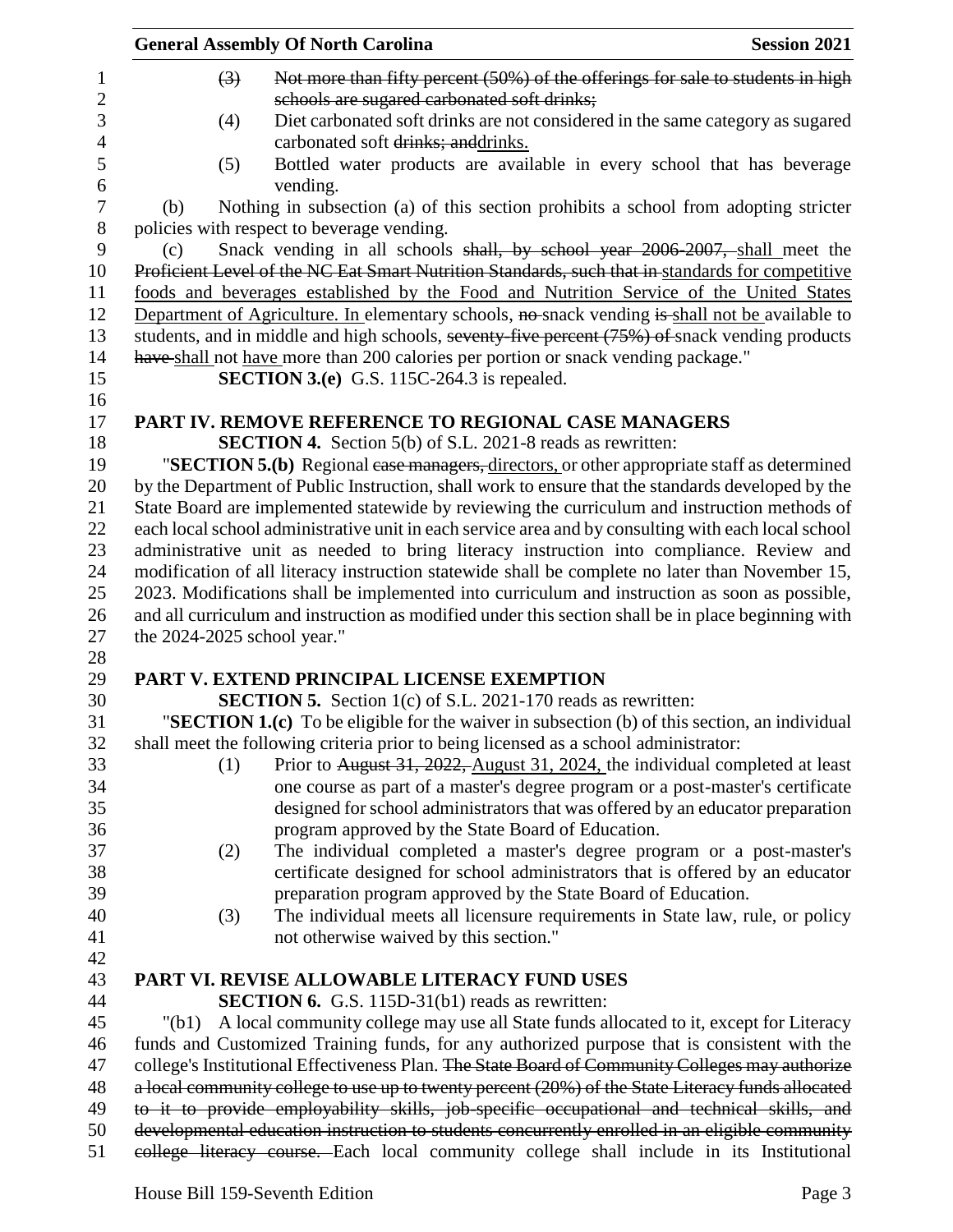(3) ~~Not more than fifty percent (50%) of the offerings for sale to students in high schools are sugared carbonated soft drinks;~~

(4) Diet carbonated soft drinks are not considered in the same category as sugared carbonated soft ~~drinks; and~~drinks.

(5) Bottled water products are available in every school that has beverage vending.

(b) Nothing in subsection (a) of this section prohibits a school from adopting stricter policies with respect to beverage vending.

(c) Snack vending in all schools ~~shall, by school year 2006-2007,~~ shall meet the ~~Proficient Level of the NC Eat Smart Nutrition Standards, such that in~~ standards for competitive foods and beverages established by the Food and Nutrition Service of the United States Department of Agriculture. In elementary schools, ~~no~~ snack vending ~~is~~ shall not be available to students, and in middle and high schools, ~~seventy-five percent (75%) of~~ snack vending products ~~have~~ shall not have more than 200 calories per portion or snack vending package."

**SECTION 3.(e)** G.S. 115C-264.3 is repealed.

## PART IV. REMOVE REFERENCE TO REGIONAL CASE MANAGERS

**SECTION 4.** Section 5(b) of S.L. 2021-8 reads as rewritten:

"**SECTION 5.(b)** Regional ~~case managers,~~ directors, or other appropriate staff as determined by the Department of Public Instruction, shall work to ensure that the standards developed by the State Board are implemented statewide by reviewing the curriculum and instruction methods of each local school administrative unit in each service area and by consulting with each local school administrative unit as needed to bring literacy instruction into compliance. Review and modification of all literacy instruction statewide shall be complete no later than November 15, 2023. Modifications shall be implemented into curriculum and instruction as soon as possible, and all curriculum and instruction as modified under this section shall be in place beginning with the 2024-2025 school year."

## PART V. EXTEND PRINCIPAL LICENSE EXEMPTION

**SECTION 5.** Section 1(c) of S.L. 2021-170 reads as rewritten:

"**SECTION 1.(c)** To be eligible for the waiver in subsection (b) of this section, an individual shall meet the following criteria prior to being licensed as a school administrator:

(1) Prior to ~~August 31, 2022,~~ August 31, 2024, the individual completed at least one course as part of a master's degree program or a post-master's certificate designed for school administrators that was offered by an educator preparation program approved by the State Board of Education.

(2) The individual completed a master's degree program or a post-master's certificate designed for school administrators that is offered by an educator preparation program approved by the State Board of Education.

(3) The individual meets all licensure requirements in State law, rule, or policy not otherwise waived by this section."

## PART VI. REVISE ALLOWABLE LITERACY FUND USES

**SECTION 6.** G.S. 115D-31(b1) reads as rewritten:

"(b1) A local community college may use all State funds allocated to it, except for Literacy funds and Customized Training funds, for any authorized purpose that is consistent with the college's Institutional Effectiveness Plan. ~~The State Board of Community Colleges may authorize a local community college to use up to twenty percent (20%) of the State Literacy funds allocated to it to provide employability skills, job-specific occupational and technical skills, and developmental education instruction to students concurrently enrolled in an eligible community college literacy course.~~ Each local community college shall include in its Institutional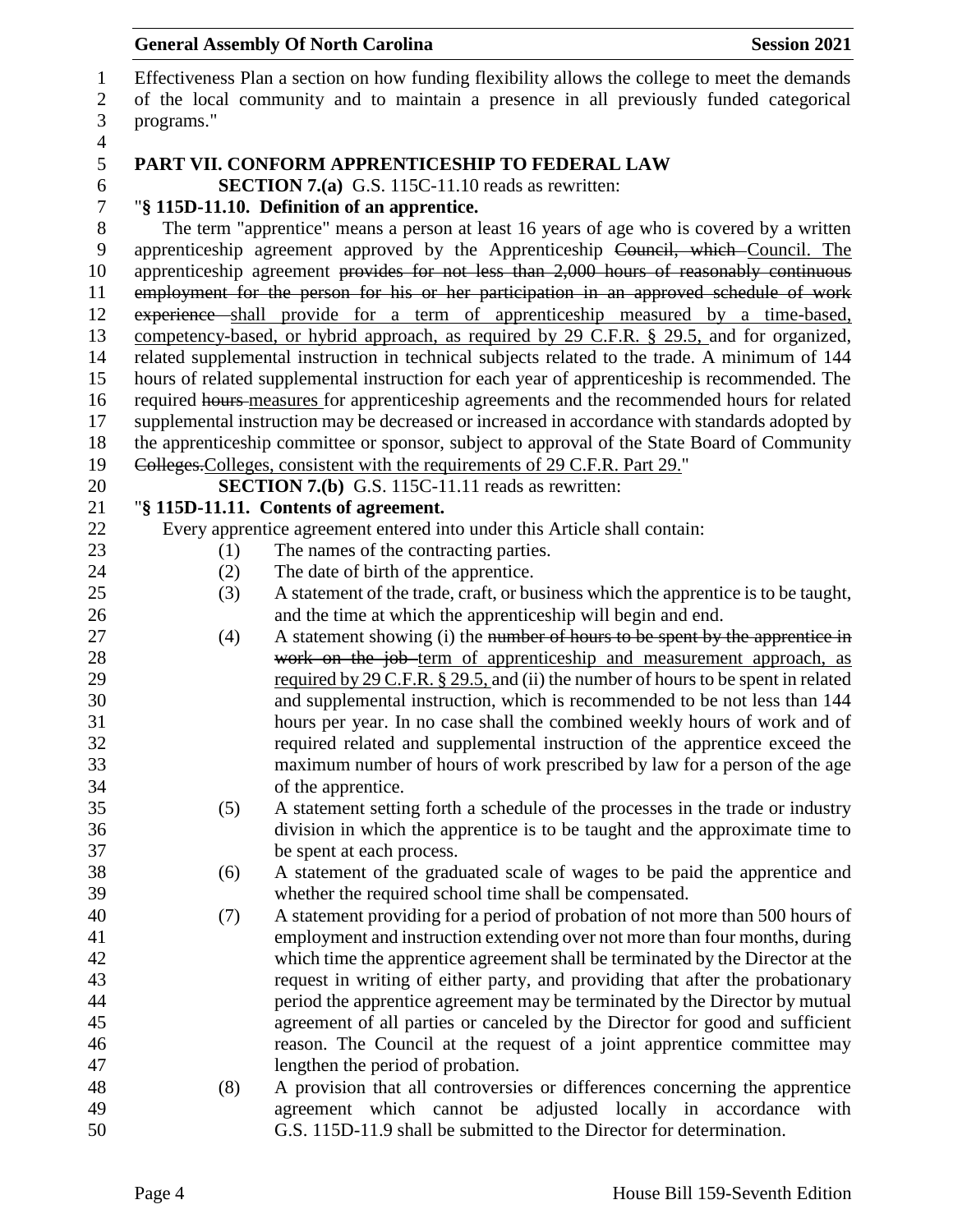Effectiveness Plan a section on how funding flexibility allows the college to meet the demands of the local community and to maintain a presence in all previously funded categorical programs."

## PART VII. CONFORM APPRENTICESHIP TO FEDERAL LAW

**SECTION 7.(a)** G.S. 115C-11.10 reads as rewritten:

"**§ 115D-11.10. Definition of an apprentice.**

The term "apprentice" means a person at least 16 years of age who is covered by a written apprenticeship agreement approved by the Apprenticeship ~~Council, which~~ Council. The apprenticeship agreement ~~provides for not less than 2,000 hours of reasonably continuous employment for the person for his or her participation in an approved schedule of work experience~~ shall provide for a term of apprenticeship measured by a time-based, competency-based, or hybrid approach, as required by 29 C.F.R. § 29.5, and for organized, related supplemental instruction in technical subjects related to the trade. A minimum of 144 hours of related supplemental instruction for each year of apprenticeship is recommended. The required ~~hours~~ measures for apprenticeship agreements and the recommended hours for related supplemental instruction may be decreased or increased in accordance with standards adopted by the apprenticeship committee or sponsor, subject to approval of the State Board of Community ~~Colleges.~~Colleges, consistent with the requirements of 29 C.F.R. Part 29."

**SECTION 7.(b)** G.S. 115C-11.11 reads as rewritten:

"**§ 115D-11.11. Contents of agreement.**

Every apprentice agreement entered into under this Article shall contain:

(1) The names of the contracting parties.

(2) The date of birth of the apprentice.

(3) A statement of the trade, craft, or business which the apprentice is to be taught, and the time at which the apprenticeship will begin and end.

(4) A statement showing (i) the ~~number of hours to be spent by the apprentice in work on the job~~ term of apprenticeship and measurement approach, as required by 29 C.F.R. § 29.5, and (ii) the number of hours to be spent in related and supplemental instruction, which is recommended to be not less than 144 hours per year. In no case shall the combined weekly hours of work and of required related and supplemental instruction of the apprentice exceed the maximum number of hours of work prescribed by law for a person of the age of the apprentice.

(5) A statement setting forth a schedule of the processes in the trade or industry division in which the apprentice is to be taught and the approximate time to be spent at each process.

(6) A statement of the graduated scale of wages to be paid the apprentice and whether the required school time shall be compensated.

(7) A statement providing for a period of probation of not more than 500 hours of employment and instruction extending over not more than four months, during which time the apprentice agreement shall be terminated by the Director at the request in writing of either party, and providing that after the probationary period the apprentice agreement may be terminated by the Director by mutual agreement of all parties or canceled by the Director for good and sufficient reason. The Council at the request of a joint apprentice committee may lengthen the period of probation.

(8) A provision that all controversies or differences concerning the apprentice agreement which cannot be adjusted locally in accordance with G.S. 115D-11.9 shall be submitted to the Director for determination.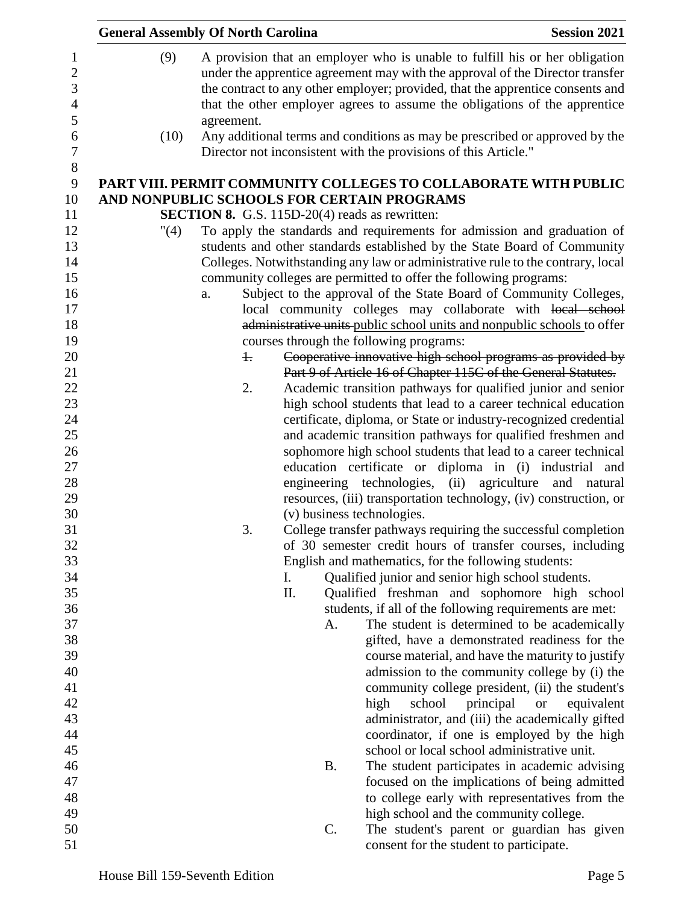(9) A provision that an employer who is unable to fulfill his or her obligation under the apprentice agreement may with the approval of the Director transfer the contract to any other employer; provided, that the apprentice consents and that the other employer agrees to assume the obligations of the apprentice agreement.

(10) Any additional terms and conditions as may be prescribed or approved by the Director not inconsistent with the provisions of this Article."

**PART VIII. PERMIT COMMUNITY COLLEGES TO COLLABORATE WITH PUBLIC AND NONPUBLIC SCHOOLS FOR CERTAIN PROGRAMS**

**SECTION 8.** G.S. 115D-20(4) reads as rewritten:

"(4) To apply the standards and requirements for admission and graduation of students and other standards established by the State Board of Community Colleges. Notwithstanding any law or administrative rule to the contrary, local community colleges are permitted to offer the following programs:

a. Subject to the approval of the State Board of Community Colleges, local community colleges may collaborate with ~~local school administrative units~~ public school units and nonpublic schools to offer courses through the following programs:

~~1. Cooperative innovative high school programs as provided by Part 9 of Article 16 of Chapter 115C of the General Statutes.~~

2. Academic transition pathways for qualified junior and senior high school students that lead to a career technical education certificate, diploma, or State or industry-recognized credential and academic transition pathways for qualified freshmen and sophomore high school students that lead to a career technical education certificate or diploma in (i) industrial and engineering technologies, (ii) agriculture and natural resources, (iii) transportation technology, (iv) construction, or (v) business technologies.

3. College transfer pathways requiring the successful completion of 30 semester credit hours of transfer courses, including English and mathematics, for the following students:

I. Qualified junior and senior high school students.

II. Qualified freshman and sophomore high school students, if all of the following requirements are met:

A. The student is determined to be academically gifted, have a demonstrated readiness for the course material, and have the maturity to justify admission to the community college by (i) the community college president, (ii) the student's high school principal or equivalent administrator, and (iii) the academically gifted coordinator, if one is employed by the high school or local school administrative unit.

B. The student participates in academic advising focused on the implications of being admitted to college early with representatives from the high school and the community college.

C. The student's parent or guardian has given consent for the student to participate.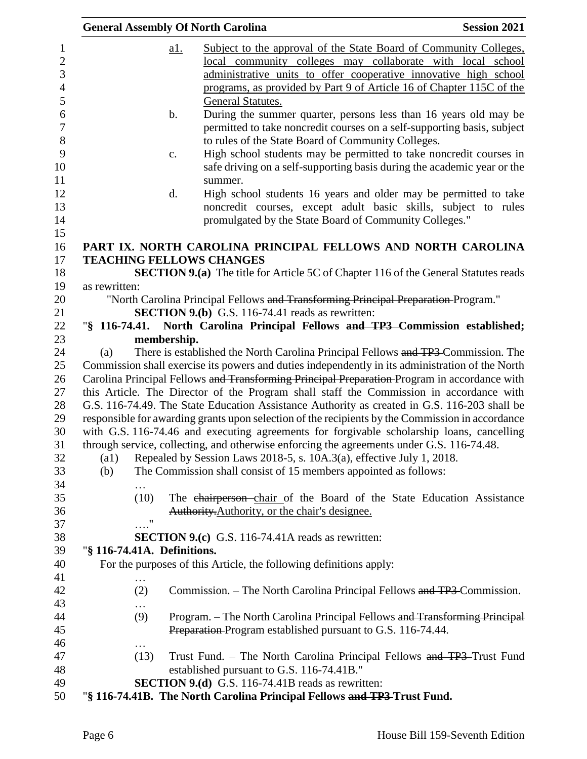a1. Subject to the approval of the State Board of Community Colleges, local community colleges may collaborate with local school administrative units to offer cooperative innovative high school programs, as provided by Part 9 of Article 16 of Chapter 115C of the General Statutes.

b. During the summer quarter, persons less than 16 years old may be permitted to take noncredit courses on a self-supporting basis, subject to rules of the State Board of Community Colleges.

c. High school students may be permitted to take noncredit courses in safe driving on a self-supporting basis during the academic year or the summer.

d. High school students 16 years and older may be permitted to take noncredit courses, except adult basic skills, subject to rules promulgated by the State Board of Community Colleges."

**PART IX. NORTH CAROLINA PRINCIPAL FELLOWS AND NORTH CAROLINA TEACHING FELLOWS CHANGES**

**SECTION 9.(a)** The title for Article 5C of Chapter 116 of the General Statutes reads as rewritten:

"North Carolina Principal Fellows ~~and Transforming Principal Preparation~~ Program."

**SECTION 9.(b)** G.S. 116-74.41 reads as rewritten:

"**§ 116-74.41. North Carolina Principal Fellows ~~and TP3~~ Commission established; membership.**

(a) There is established the North Carolina Principal Fellows ~~and TP3~~ Commission. The Commission shall exercise its powers and duties independently in its administration of the North Carolina Principal Fellows ~~and Transforming Principal Preparation~~ Program in accordance with this Article. The Director of the Program shall staff the Commission in accordance with G.S. 116-74.49. The State Education Assistance Authority as created in G.S. 116-203 shall be responsible for awarding grants upon selection of the recipients by the Commission in accordance with G.S. 116-74.46 and executing agreements for forgivable scholarship loans, cancelling through service, collecting, and otherwise enforcing the agreements under G.S. 116-74.48.

(a1) Repealed by Session Laws 2018-5, s. 10A.3(a), effective July 1, 2018.

(b) The Commission shall consist of 15 members appointed as follows:

…

(10) The ~~chairperson~~ chair of the Board of the State Education Assistance ~~Authority.~~Authority, or the chair's designee.

…."

**SECTION 9.(c)** G.S. 116-74.41A reads as rewritten:

"**§ 116-74.41A. Definitions.**

For the purposes of this Article, the following definitions apply:

…

(2) Commission. – The North Carolina Principal Fellows ~~and TP3~~ Commission.

…

(9) Program. – The North Carolina Principal Fellows ~~and Transforming Principal Preparation~~ Program established pursuant to G.S. 116-74.44.

…

(13) Trust Fund. – The North Carolina Principal Fellows ~~and TP3~~ Trust Fund established pursuant to G.S. 116-74.41B."

**SECTION 9.(d)** G.S. 116-74.41B reads as rewritten:

"**§ 116-74.41B. The North Carolina Principal Fellows ~~and TP3~~ Trust Fund.**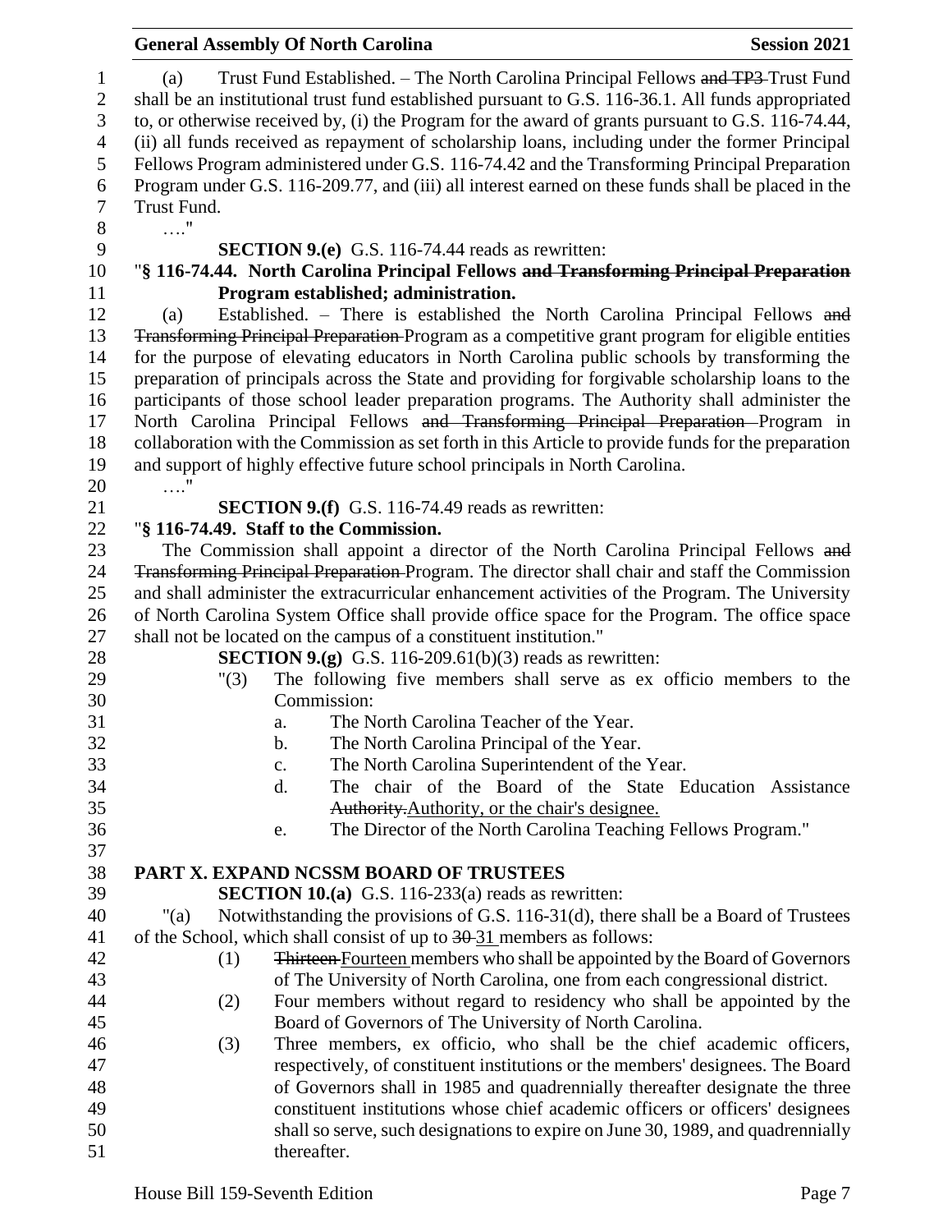(a) Trust Fund Established. – The North Carolina Principal Fellows ~~and TP3~~ Trust Fund shall be an institutional trust fund established pursuant to G.S. 116-36.1. All funds appropriated to, or otherwise received by, (i) the Program for the award of grants pursuant to G.S. 116-74.44, (ii) all funds received as repayment of scholarship loans, including under the former Principal Fellows Program administered under G.S. 116-74.42 and the Transforming Principal Preparation Program under G.S. 116-209.77, and (iii) all interest earned on these funds shall be placed in the Trust Fund.

…."

**SECTION 9.(e)** G.S. 116-74.44 reads as rewritten:

"**§ 116-74.44. North Carolina Principal Fellows ~~and Transforming Principal Preparation~~ Program established; administration.**

(a) Established. – There is established the North Carolina Principal Fellows ~~and Transforming Principal Preparation~~ Program as a competitive grant program for eligible entities for the purpose of elevating educators in North Carolina public schools by transforming the preparation of principals across the State and providing for forgivable scholarship loans to the participants of those school leader preparation programs. The Authority shall administer the North Carolina Principal Fellows ~~and Transforming Principal Preparation~~ Program in collaboration with the Commission as set forth in this Article to provide funds for the preparation and support of highly effective future school principals in North Carolina.

…."

**SECTION 9.(f)** G.S. 116-74.49 reads as rewritten:

"**§ 116-74.49. Staff to the Commission.**

The Commission shall appoint a director of the North Carolina Principal Fellows ~~and Transforming Principal Preparation~~ Program. The director shall chair and staff the Commission and shall administer the extracurricular enhancement activities of the Program. The University of North Carolina System Office shall provide office space for the Program. The office space shall not be located on the campus of a constituent institution."

**SECTION 9.(g)** G.S. 116-209.61(b)(3) reads as rewritten:

"(3) The following five members shall serve as ex officio members to the Commission:

a. The North Carolina Teacher of the Year.
b. The North Carolina Principal of the Year.
c. The North Carolina Superintendent of the Year.
d. The chair of the Board of the State Education Assistance ~~Authority.~~Authority, or the chair's designee.
e. The Director of the North Carolina Teaching Fellows Program."

## PART X. EXPAND NCSSM BOARD OF TRUSTEES

**SECTION 10.(a)** G.S. 116-233(a) reads as rewritten:

"(a) Notwithstanding the provisions of G.S. 116-31(d), there shall be a Board of Trustees of the School, which shall consist of up to ~~30~~ 31 members as follows:

(1) ~~Thirteen~~ Fourteen members who shall be appointed by the Board of Governors of The University of North Carolina, one from each congressional district.

(2) Four members without regard to residency who shall be appointed by the Board of Governors of The University of North Carolina.

(3) Three members, ex officio, who shall be the chief academic officers, respectively, of constituent institutions or the members' designees. The Board of Governors shall in 1985 and quadrennially thereafter designate the three constituent institutions whose chief academic officers or officers' designees shall so serve, such designations to expire on June 30, 1989, and quadrennially thereafter.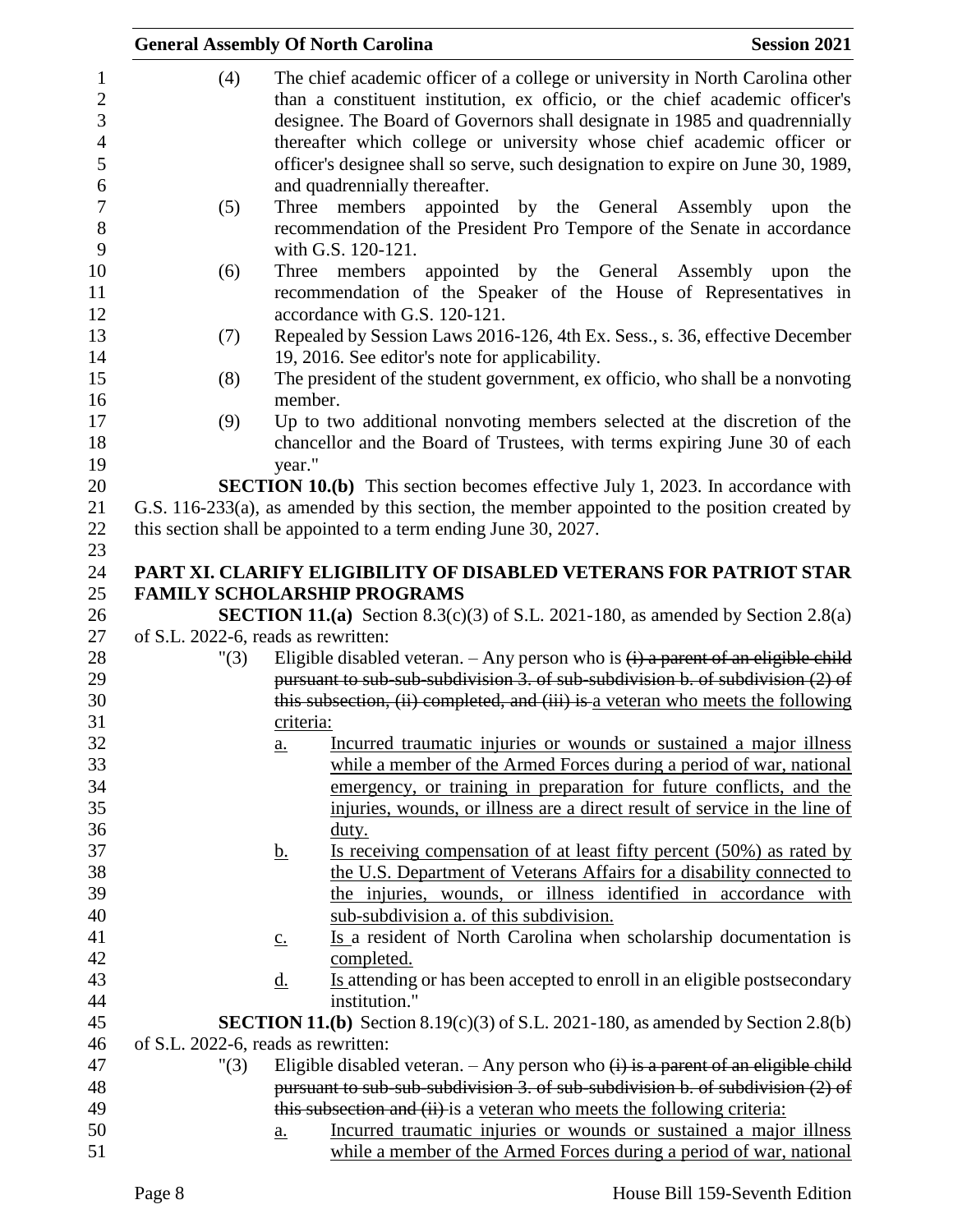(4) The chief academic officer of a college or university in North Carolina other than a constituent institution, ex officio, or the chief academic officer's designee. The Board of Governors shall designate in 1985 and quadrennially thereafter which college or university whose chief academic officer or officer's designee shall so serve, such designation to expire on June 30, 1989, and quadrennially thereafter.

(5) Three members appointed by the General Assembly upon the recommendation of the President Pro Tempore of the Senate in accordance with G.S. 120-121.

(6) Three members appointed by the General Assembly upon the recommendation of the Speaker of the House of Representatives in accordance with G.S. 120-121.

(7) Repealed by Session Laws 2016-126, 4th Ex. Sess., s. 36, effective December 19, 2016. See editor's note for applicability.

(8) The president of the student government, ex officio, who shall be a nonvoting member.

(9) Up to two additional nonvoting members selected at the discretion of the chancellor and the Board of Trustees, with terms expiring June 30 of each year."

**SECTION 10.(b)** This section becomes effective July 1, 2023. In accordance with G.S. 116-233(a), as amended by this section, the member appointed to the position created by this section shall be appointed to a term ending June 30, 2027.

## PART XI. CLARIFY ELIGIBILITY OF DISABLED VETERANS FOR PATRIOT STAR FAMILY SCHOLARSHIP PROGRAMS

**SECTION 11.(a)** Section 8.3(c)(3) of S.L. 2021-180, as amended by Section 2.8(a) of S.L. 2022-6, reads as rewritten:

"(3) Eligible disabled veteran. – Any person who is ~~(i) a parent of an eligible child pursuant to sub-sub-subdivision 3. of sub-subdivision b. of subdivision (2) of this subsection, (ii) completed, and (iii) is~~ a veteran who meets the following criteria:

a. Incurred traumatic injuries or wounds or sustained a major illness while a member of the Armed Forces during a period of war, national emergency, or training in preparation for future conflicts, and the injuries, wounds, or illness are a direct result of service in the line of duty.

b. Is receiving compensation of at least fifty percent (50%) as rated by the U.S. Department of Veterans Affairs for a disability connected to the injuries, wounds, or illness identified in accordance with sub-subdivision a. of this subdivision.

c. Is a resident of North Carolina when scholarship documentation is completed.

d. Is attending or has been accepted to enroll in an eligible postsecondary institution."

**SECTION 11.(b)** Section 8.19(c)(3) of S.L. 2021-180, as amended by Section 2.8(b) of S.L. 2022-6, reads as rewritten:

"(3) Eligible disabled veteran. – Any person who ~~(i) is a parent of an eligible child pursuant to sub-sub-subdivision 3. of sub-subdivision b. of subdivision (2) of this subsection and (ii)~~ is a veteran who meets the following criteria:

a. Incurred traumatic injuries or wounds or sustained a major illness while a member of the Armed Forces during a period of war, national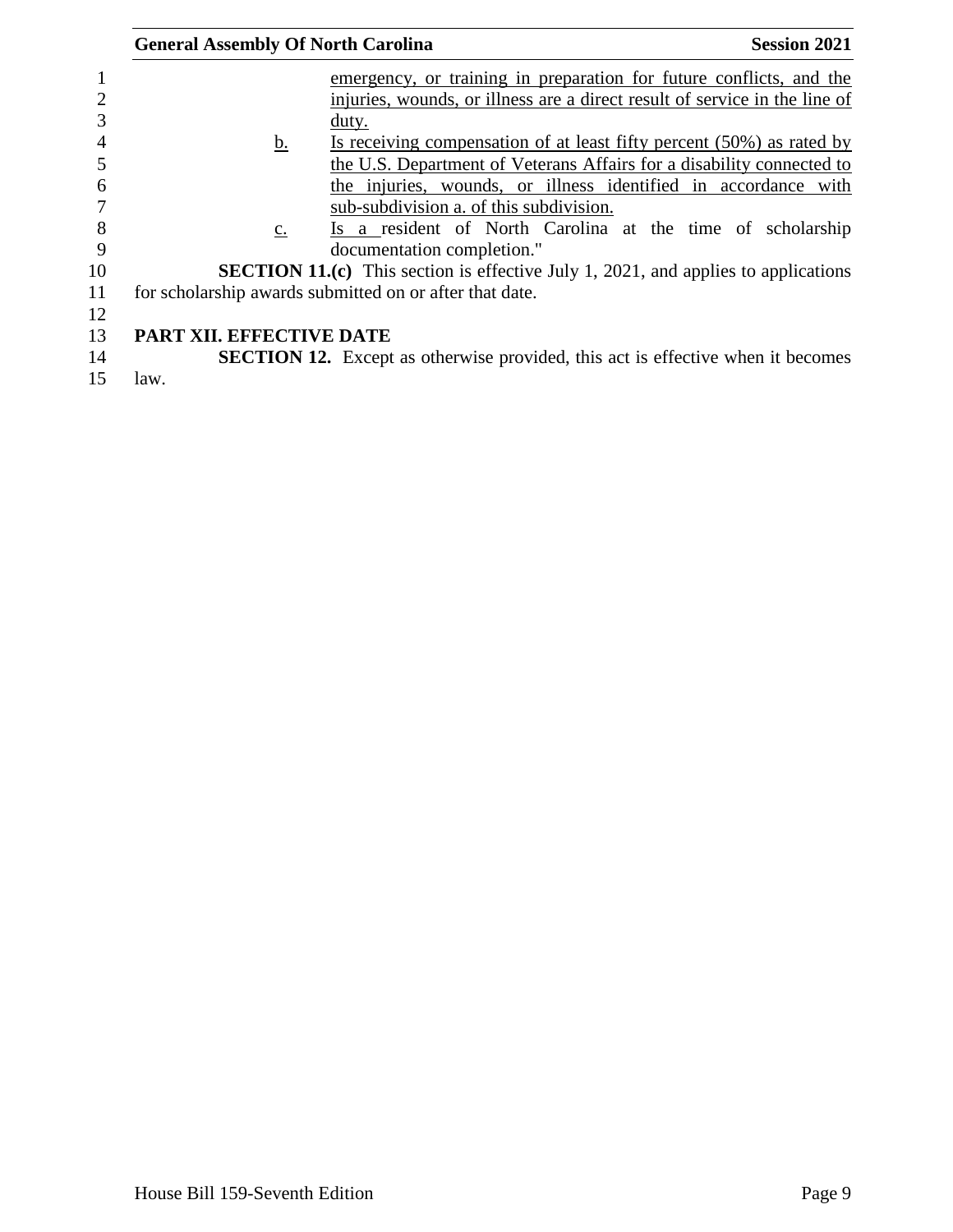emergency, or training in preparation for future conflicts, and the injuries, wounds, or illness are a direct result of service in the line of duty.

b. Is receiving compensation of at least fifty percent (50%) as rated by the U.S. Department of Veterans Affairs for a disability connected to the injuries, wounds, or illness identified in accordance with sub-subdivision a. of this subdivision.

c. Is a resident of North Carolina at the time of scholarship documentation completion."

**SECTION 11.(c)** This section is effective July 1, 2021, and applies to applications for scholarship awards submitted on or after that date.

## PART XII. EFFECTIVE DATE

**SECTION 12.** Except as otherwise provided, this act is effective when it becomes law.